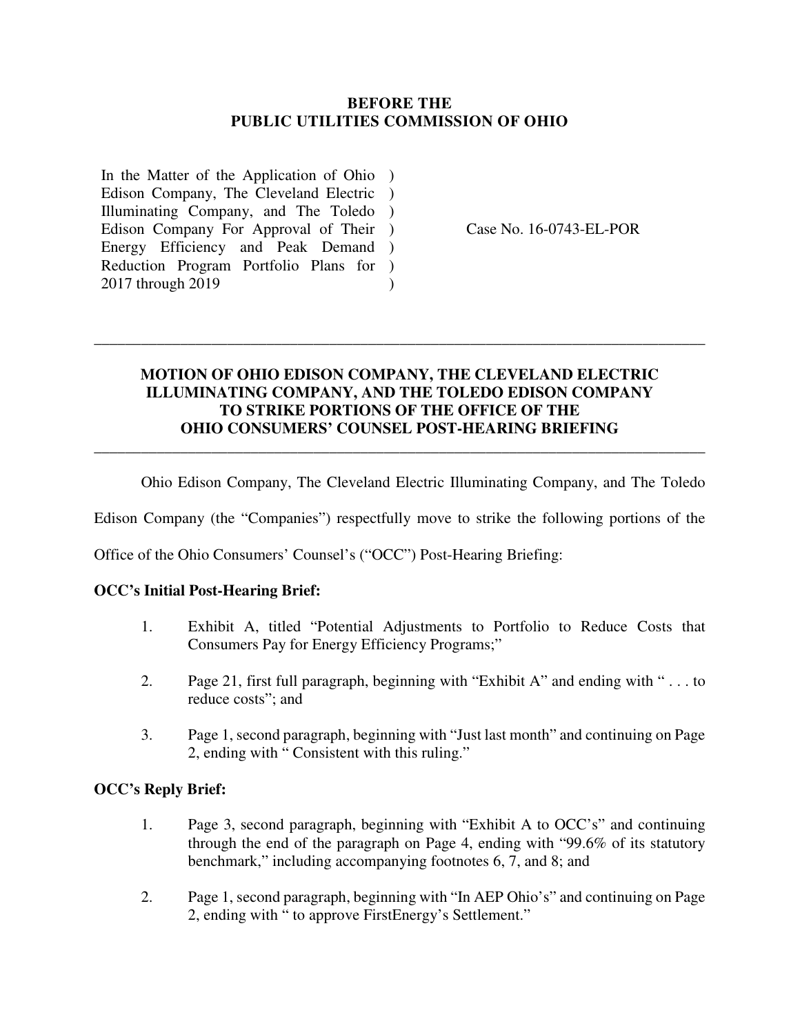**BEFORE THE**
**PUBLIC UTILITIES COMMISSION OF OHIO**

| | | |
|---|---|---|
| In the Matter of the Application of Ohio Edison Company, The Cleveland Electric Illuminating Company, and The Toledo Edison Company For Approval of Their Energy Efficiency and Peak Demand Reduction Program Portfolio Plans for 2017 through 2019 | ) ) ) ) ) ) ) | Case No. 16-0743-EL-POR |

---

**MOTION OF OHIO EDISON COMPANY, THE CLEVELAND ELECTRIC ILLUMINATING COMPANY, AND THE TOLEDO EDISON COMPANY TO STRIKE PORTIONS OF THE OFFICE OF THE OHIO CONSUMERS' COUNSEL POST-HEARING BRIEFING**

---

Ohio Edison Company, The Cleveland Electric Illuminating Company, and The Toledo Edison Company (the "Companies") respectfully move to strike the following portions of the Office of the Ohio Consumers' Counsel's ("OCC") Post-Hearing Briefing:

**OCC's Initial Post-Hearing Brief:**

1. Exhibit A, titled "Potential Adjustments to Portfolio to Reduce Costs that Consumers Pay for Energy Efficiency Programs;"

2. Page 21, first full paragraph, beginning with "Exhibit A" and ending with " . . . to reduce costs"; and

3. Page 1, second paragraph, beginning with "Just last month" and continuing on Page 2, ending with " Consistent with this ruling."

**OCC's Reply Brief:**

1. Page 3, second paragraph, beginning with "Exhibit A to OCC's" and continuing through the end of the paragraph on Page 4, ending with "99.6% of its statutory benchmark," including accompanying footnotes 6, 7, and 8; and

2. Page 1, second paragraph, beginning with "In AEP Ohio's" and continuing on Page 2, ending with " to approve FirstEnergy's Settlement."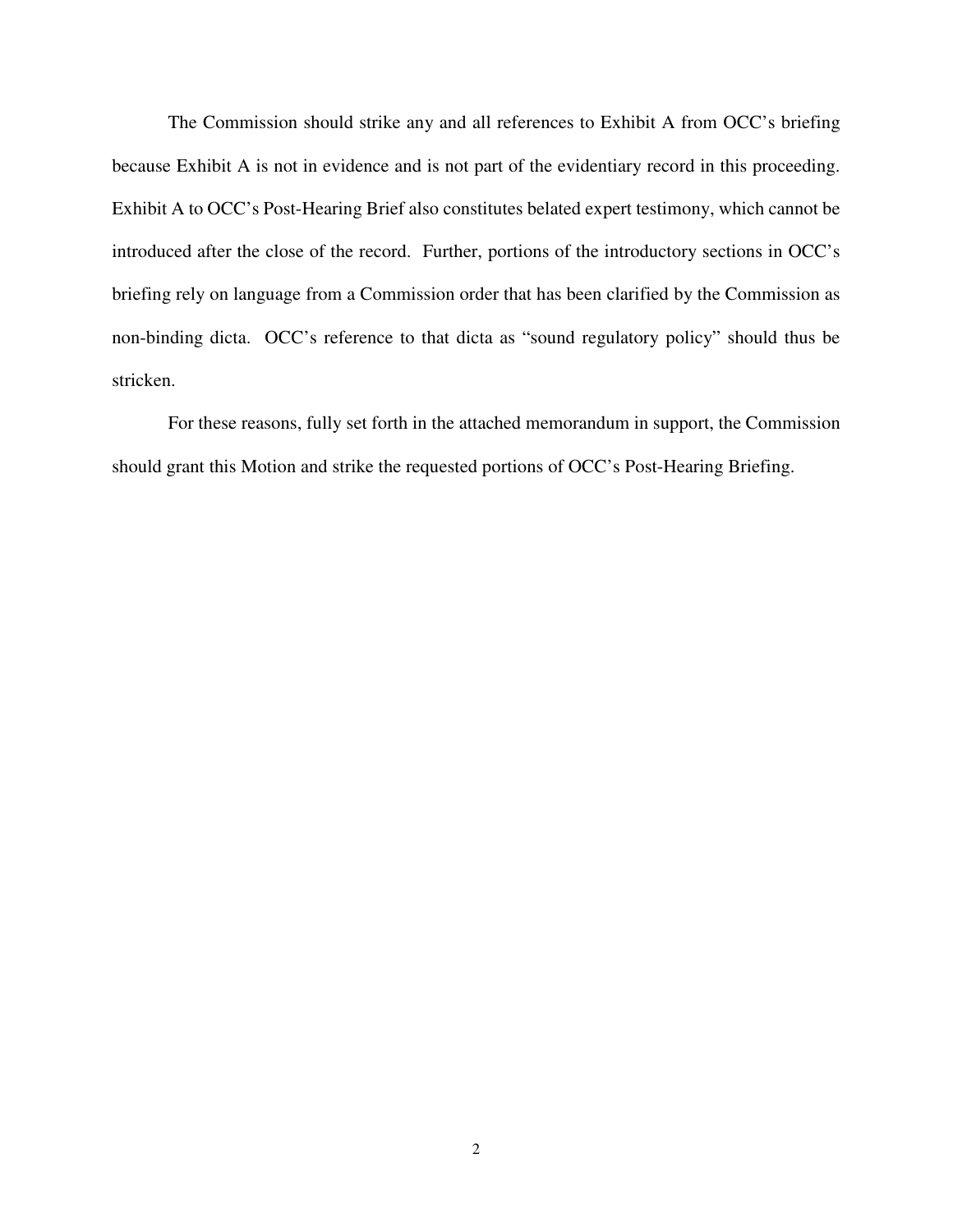The Commission should strike any and all references to Exhibit A from OCC's briefing because Exhibit A is not in evidence and is not part of the evidentiary record in this proceeding. Exhibit A to OCC's Post-Hearing Brief also constitutes belated expert testimony, which cannot be introduced after the close of the record. Further, portions of the introductory sections in OCC's briefing rely on language from a Commission order that has been clarified by the Commission as non-binding dicta. OCC's reference to that dicta as "sound regulatory policy" should thus be stricken.

For these reasons, fully set forth in the attached memorandum in support, the Commission should grant this Motion and strike the requested portions of OCC's Post-Hearing Briefing.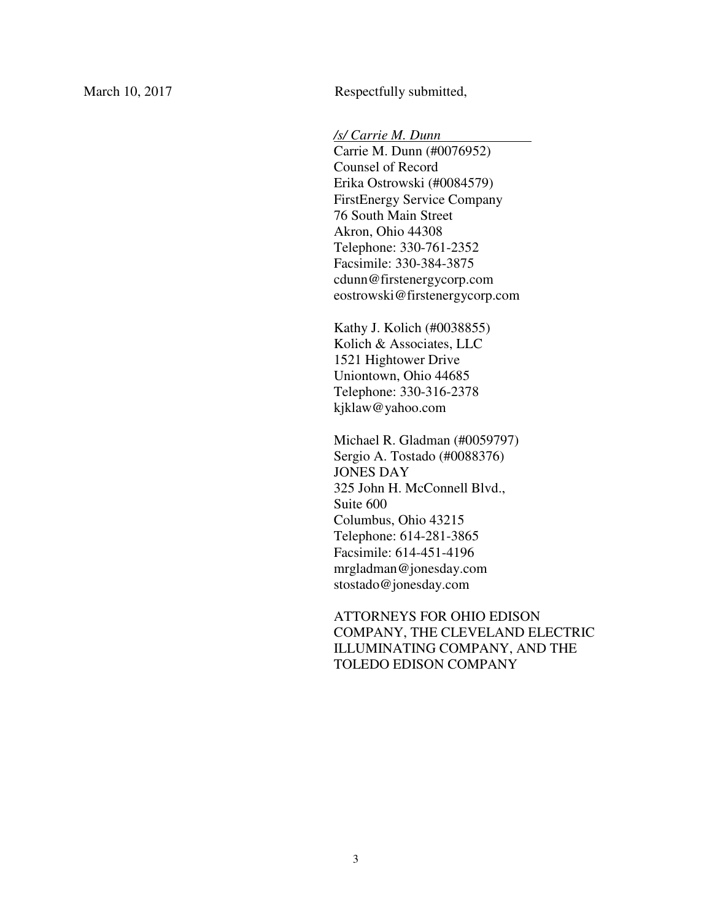March 10, 2017

Respectfully submitted,

*/s/ Carrie M. Dunn*

Carrie M. Dunn (#0076952)
Counsel of Record
Erika Ostrowski (#0084579)
FirstEnergy Service Company
76 South Main Street
Akron, Ohio 44308
Telephone: 330-761-2352
Facsimile: 330-384-3875
cdunn@firstenergycorp.com
eostrowski@firstenergycorp.com

Kathy J. Kolich (#0038855)
Kolich & Associates, LLC
1521 Hightower Drive
Uniontown, Ohio 44685
Telephone: 330-316-2378
kjklaw@yahoo.com

Michael R. Gladman (#0059797)
Sergio A. Tostado (#0088376)
JONES DAY
325 John H. McConnell Blvd.,
Suite 600
Columbus, Ohio 43215
Telephone: 614-281-3865
Facsimile: 614-451-4196
mrgladman@jonesday.com
stostado@jonesday.com

ATTORNEYS FOR OHIO EDISON COMPANY, THE CLEVELAND ELECTRIC ILLUMINATING COMPANY, AND THE TOLEDO EDISON COMPANY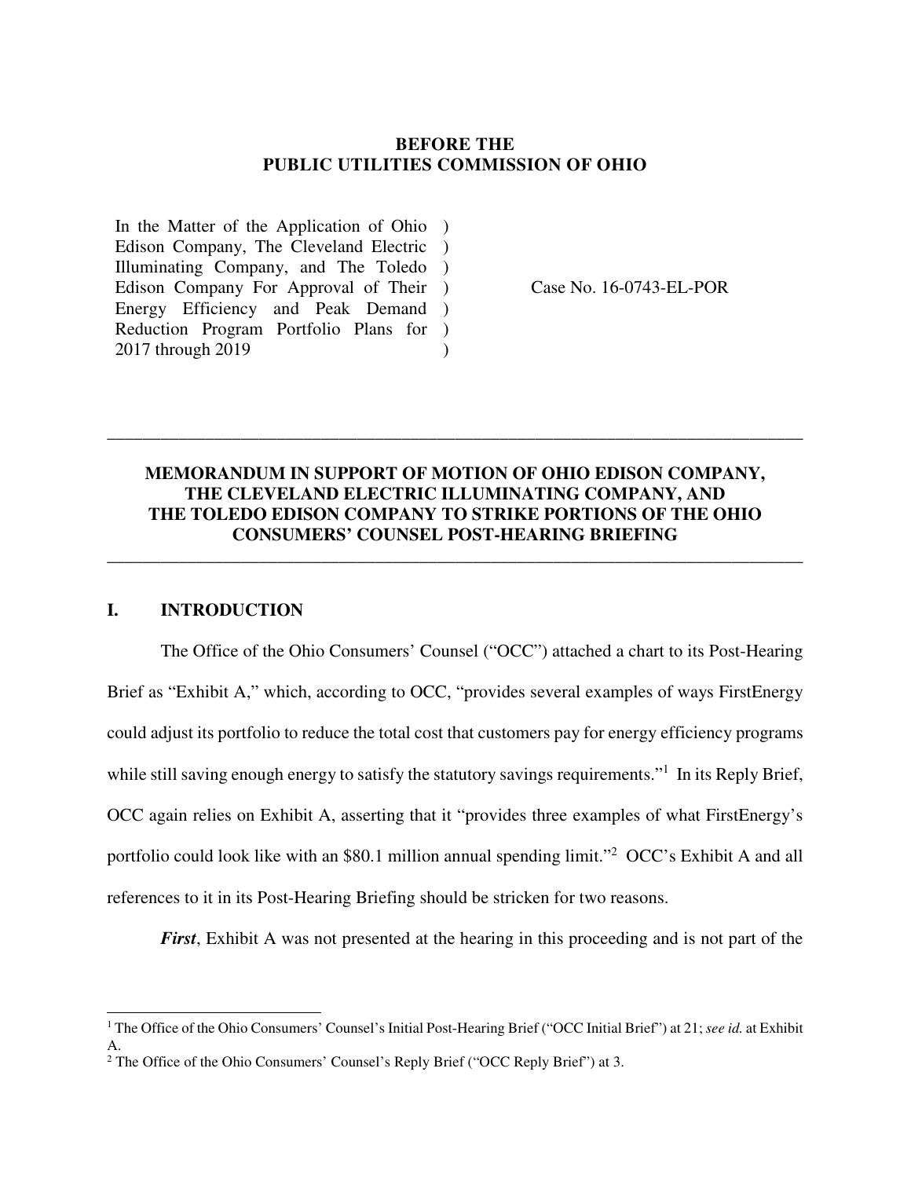**BEFORE THE**
**PUBLIC UTILITIES COMMISSION OF OHIO**

| | | |
|---|---|---|
| In the Matter of the Application of Ohio Edison Company, The Cleveland Electric Illuminating Company, and The Toledo Edison Company For Approval of Their Energy Efficiency and Peak Demand Reduction Program Portfolio Plans for 2017 through 2019 | ) ) ) ) ) ) ) | Case No. 16-0743-EL-POR |

---

**MEMORANDUM IN SUPPORT OF MOTION OF OHIO EDISON COMPANY, THE CLEVELAND ELECTRIC ILLUMINATING COMPANY, AND THE TOLEDO EDISON COMPANY TO STRIKE PORTIONS OF THE OHIO CONSUMERS' COUNSEL POST-HEARING BRIEFING**

---

## I. INTRODUCTION

The Office of the Ohio Consumers' Counsel ("OCC") attached a chart to its Post-Hearing Brief as "Exhibit A," which, according to OCC, "provides several examples of ways FirstEnergy could adjust its portfolio to reduce the total cost that customers pay for energy efficiency programs while still saving enough energy to satisfy the statutory savings requirements."[1] In its Reply Brief, OCC again relies on Exhibit A, asserting that it "provides three examples of what FirstEnergy's portfolio could look like with an $80.1 million annual spending limit."[2] OCC's Exhibit A and all references to it in its Post-Hearing Briefing should be stricken for two reasons.

***First***, Exhibit A was not presented at the hearing in this proceeding and is not part of the

---

[1] The Office of the Ohio Consumers' Counsel's Initial Post-Hearing Brief ("OCC Initial Brief") at 21; *see id.* at Exhibit A.

[2] The Office of the Ohio Consumers' Counsel's Reply Brief ("OCC Reply Brief") at 3.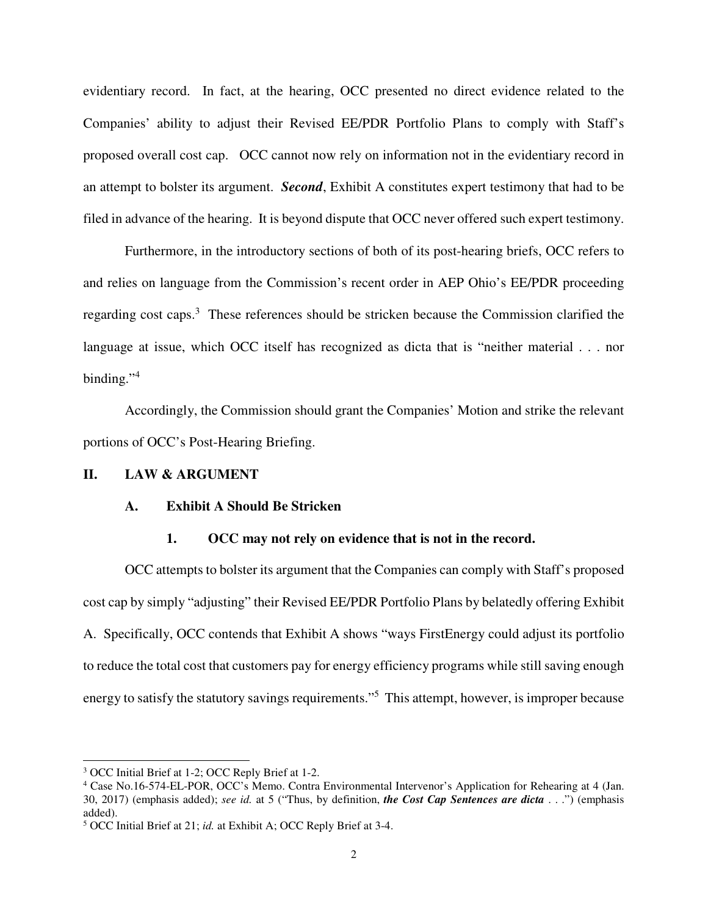evidentiary record. In fact, at the hearing, OCC presented no direct evidence related to the Companies' ability to adjust their Revised EE/PDR Portfolio Plans to comply with Staff's proposed overall cost cap. OCC cannot now rely on information not in the evidentiary record in an attempt to bolster its argument. ***Second***, Exhibit A constitutes expert testimony that had to be filed in advance of the hearing. It is beyond dispute that OCC never offered such expert testimony.

Furthermore, in the introductory sections of both of its post-hearing briefs, OCC refers to and relies on language from the Commission's recent order in AEP Ohio's EE/PDR proceeding regarding cost caps.[3] These references should be stricken because the Commission clarified the language at issue, which OCC itself has recognized as dicta that is "neither material . . . nor binding."[4]

Accordingly, the Commission should grant the Companies' Motion and strike the relevant portions of OCC's Post-Hearing Briefing.

## II. LAW & ARGUMENT

### A. Exhibit A Should Be Stricken

#### 1. OCC may not rely on evidence that is not in the record.

OCC attempts to bolster its argument that the Companies can comply with Staff's proposed cost cap by simply "adjusting" their Revised EE/PDR Portfolio Plans by belatedly offering Exhibit A. Specifically, OCC contends that Exhibit A shows "ways FirstEnergy could adjust its portfolio to reduce the total cost that customers pay for energy efficiency programs while still saving enough energy to satisfy the statutory savings requirements."[5] This attempt, however, is improper because

---

[3] OCC Initial Brief at 1-2; OCC Reply Brief at 1-2.

[4] Case No.16-574-EL-POR, OCC's Memo. Contra Environmental Intervenor's Application for Rehearing at 4 (Jan. 30, 2017) (emphasis added); *see id.* at 5 ("Thus, by definition, ***the Cost Cap Sentences are dicta*** . . .") (emphasis added).

[5] OCC Initial Brief at 21; *id.* at Exhibit A; OCC Reply Brief at 3-4.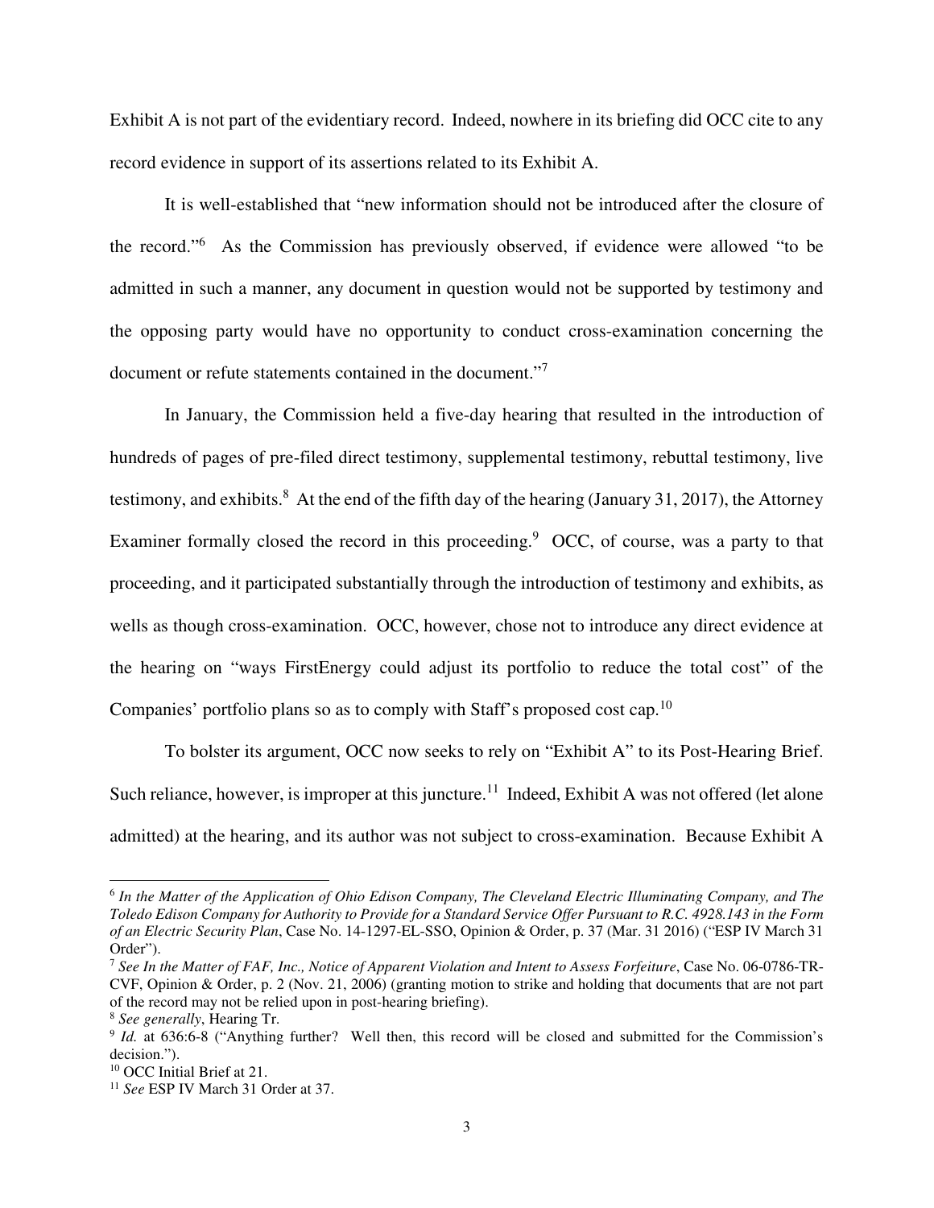Exhibit A is not part of the evidentiary record. Indeed, nowhere in its briefing did OCC cite to any record evidence in support of its assertions related to its Exhibit A.

It is well-established that "new information should not be introduced after the closure of the record."[6] As the Commission has previously observed, if evidence were allowed "to be admitted in such a manner, any document in question would not be supported by testimony and the opposing party would have no opportunity to conduct cross-examination concerning the document or refute statements contained in the document."[7]

In January, the Commission held a five-day hearing that resulted in the introduction of hundreds of pages of pre-filed direct testimony, supplemental testimony, rebuttal testimony, live testimony, and exhibits.[8] At the end of the fifth day of the hearing (January 31, 2017), the Attorney Examiner formally closed the record in this proceeding.[9] OCC, of course, was a party to that proceeding, and it participated substantially through the introduction of testimony and exhibits, as wells as though cross-examination. OCC, however, chose not to introduce any direct evidence at the hearing on "ways FirstEnergy could adjust its portfolio to reduce the total cost" of the Companies' portfolio plans so as to comply with Staff's proposed cost cap.[10]

To bolster its argument, OCC now seeks to rely on "Exhibit A" to its Post-Hearing Brief. Such reliance, however, is improper at this juncture.[11] Indeed, Exhibit A was not offered (let alone admitted) at the hearing, and its author was not subject to cross-examination. Because Exhibit A

---

[6] *In the Matter of the Application of Ohio Edison Company, The Cleveland Electric Illuminating Company, and The Toledo Edison Company for Authority to Provide for a Standard Service Offer Pursuant to R.C. 4928.143 in the Form of an Electric Security Plan*, Case No. 14-1297-EL-SSO, Opinion & Order, p. 37 (Mar. 31 2016) ("ESP IV March 31 Order").

[7] *See In the Matter of FAF, Inc., Notice of Apparent Violation and Intent to Assess Forfeiture*, Case No. 06-0786-TR-CVF, Opinion & Order, p. 2 (Nov. 21, 2006) (granting motion to strike and holding that documents that are not part of the record may not be relied upon in post-hearing briefing).

[8] *See generally*, Hearing Tr.

[9] *Id.* at 636:6-8 ("Anything further? Well then, this record will be closed and submitted for the Commission's decision.").

[10] OCC Initial Brief at 21.

[11] *See* ESP IV March 31 Order at 37.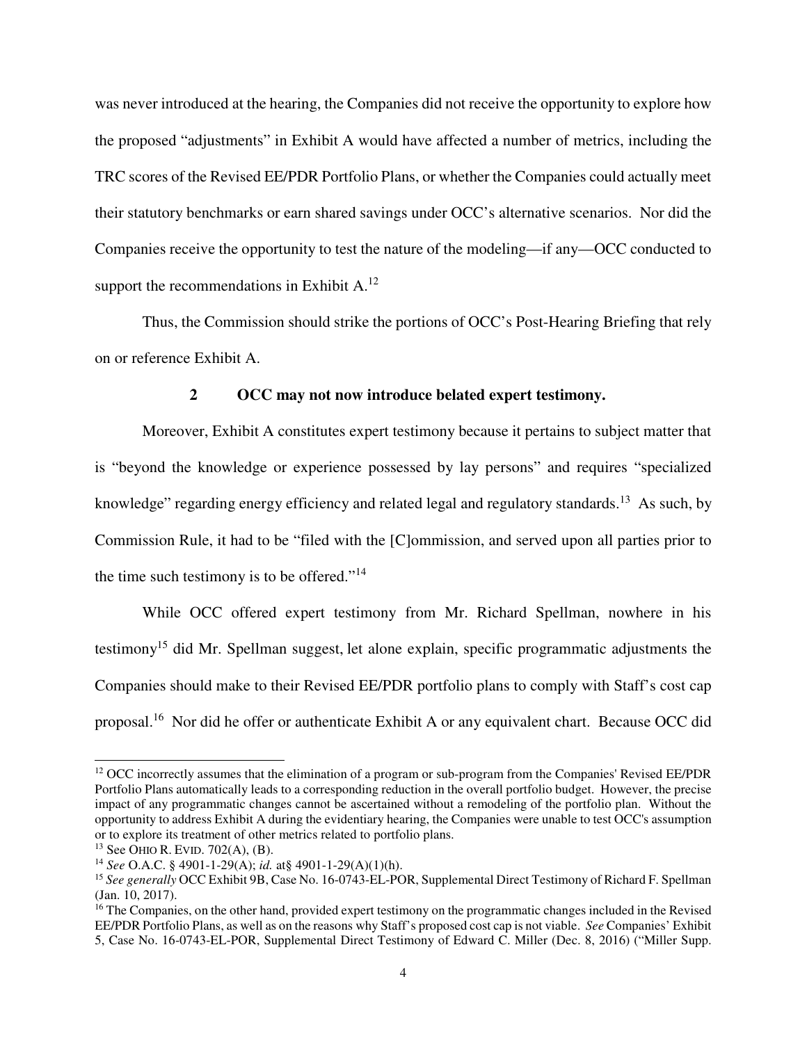was never introduced at the hearing, the Companies did not receive the opportunity to explore how the proposed "adjustments" in Exhibit A would have affected a number of metrics, including the TRC scores of the Revised EE/PDR Portfolio Plans, or whether the Companies could actually meet their statutory benchmarks or earn shared savings under OCC's alternative scenarios. Nor did the Companies receive the opportunity to test the nature of the modeling—if any—OCC conducted to support the recommendations in Exhibit A.[12]

Thus, the Commission should strike the portions of OCC's Post-Hearing Briefing that rely on or reference Exhibit A.

### 2 OCC may not now introduce belated expert testimony.

Moreover, Exhibit A constitutes expert testimony because it pertains to subject matter that is "beyond the knowledge or experience possessed by lay persons" and requires "specialized knowledge" regarding energy efficiency and related legal and regulatory standards.[13] As such, by Commission Rule, it had to be "filed with the [C]ommission, and served upon all parties prior to the time such testimony is to be offered."[14]

While OCC offered expert testimony from Mr. Richard Spellman, nowhere in his testimony[15] did Mr. Spellman suggest, let alone explain, specific programmatic adjustments the Companies should make to their Revised EE/PDR portfolio plans to comply with Staff's cost cap proposal.[16] Nor did he offer or authenticate Exhibit A or any equivalent chart. Because OCC did

---

[12] OCC incorrectly assumes that the elimination of a program or sub-program from the Companies' Revised EE/PDR Portfolio Plans automatically leads to a corresponding reduction in the overall portfolio budget. However, the precise impact of any programmatic changes cannot be ascertained without a remodeling of the portfolio plan. Without the opportunity to address Exhibit A during the evidentiary hearing, the Companies were unable to test OCC's assumption or to explore its treatment of other metrics related to portfolio plans.

[13] See OHIO R. EVID. 702(A), (B).

[14] *See* O.A.C. § 4901-1-29(A); *id.* at§ 4901-1-29(A)(1)(h).

[15] *See generally* OCC Exhibit 9B, Case No. 16-0743-EL-POR, Supplemental Direct Testimony of Richard F. Spellman (Jan. 10, 2017).

[16] The Companies, on the other hand, provided expert testimony on the programmatic changes included in the Revised EE/PDR Portfolio Plans, as well as on the reasons why Staff's proposed cost cap is not viable. *See* Companies' Exhibit 5, Case No. 16-0743-EL-POR, Supplemental Direct Testimony of Edward C. Miller (Dec. 8, 2016) ("Miller Supp.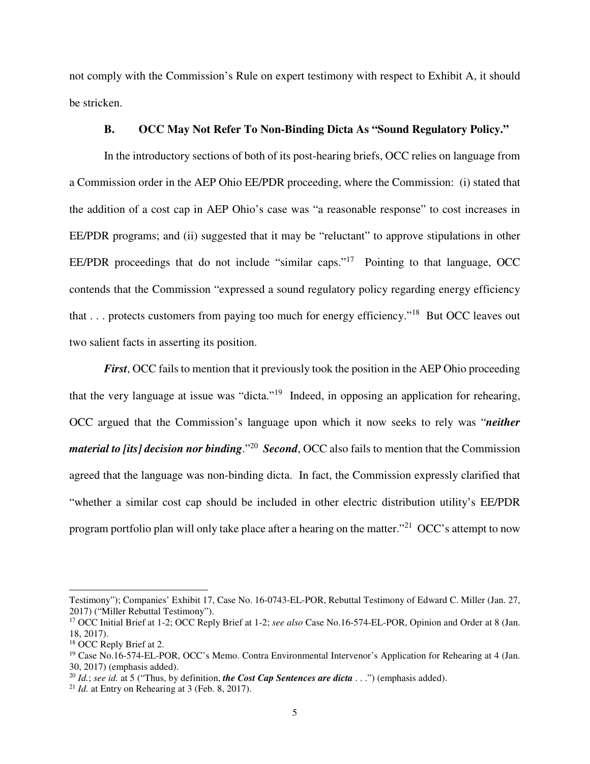not comply with the Commission's Rule on expert testimony with respect to Exhibit A, it should be stricken.

### B. OCC May Not Refer To Non-Binding Dicta As "Sound Regulatory Policy."

In the introductory sections of both of its post-hearing briefs, OCC relies on language from a Commission order in the AEP Ohio EE/PDR proceeding, where the Commission: (i) stated that the addition of a cost cap in AEP Ohio's case was "a reasonable response" to cost increases in EE/PDR programs; and (ii) suggested that it may be "reluctant" to approve stipulations in other EE/PDR proceedings that do not include "similar caps."[17] Pointing to that language, OCC contends that the Commission "expressed a sound regulatory policy regarding energy efficiency that . . . protects customers from paying too much for energy efficiency."[18] But OCC leaves out two salient facts in asserting its position.

***First***, OCC fails to mention that it previously took the position in the AEP Ohio proceeding that the very language at issue was "dicta."[19] Indeed, in opposing an application for rehearing, OCC argued that the Commission's language upon which it now seeks to rely was "***neither material to [its] decision nor binding***."[20] ***Second***, OCC also fails to mention that the Commission agreed that the language was non-binding dicta. In fact, the Commission expressly clarified that "whether a similar cost cap should be included in other electric distribution utility's EE/PDR program portfolio plan will only take place after a hearing on the matter."[21] OCC's attempt to now

---

Testimony"); Companies' Exhibit 17, Case No. 16-0743-EL-POR, Rebuttal Testimony of Edward C. Miller (Jan. 27, 2017) ("Miller Rebuttal Testimony").

[17] OCC Initial Brief at 1-2; OCC Reply Brief at 1-2; *see also* Case No.16-574-EL-POR, Opinion and Order at 8 (Jan. 18, 2017).

[18] OCC Reply Brief at 2.

[19] Case No.16-574-EL-POR, OCC's Memo. Contra Environmental Intervenor's Application for Rehearing at 4 (Jan. 30, 2017) (emphasis added).

[20] *Id.*; *see id.* at 5 ("Thus, by definition, ***the Cost Cap Sentences are dicta*** . . .") (emphasis added).

[21] *Id.* at Entry on Rehearing at 3 (Feb. 8, 2017).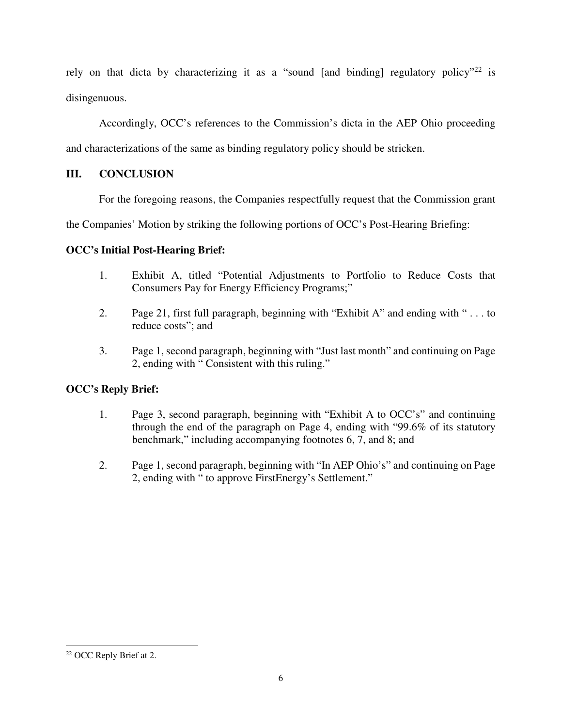rely on that dicta by characterizing it as a "sound [and binding] regulatory policy"[22] is disingenuous.

Accordingly, OCC's references to the Commission's dicta in the AEP Ohio proceeding and characterizations of the same as binding regulatory policy should be stricken.

## III. CONCLUSION

For the foregoing reasons, the Companies respectfully request that the Commission grant the Companies' Motion by striking the following portions of OCC's Post-Hearing Briefing:

**OCC's Initial Post-Hearing Brief:**

1. Exhibit A, titled "Potential Adjustments to Portfolio to Reduce Costs that Consumers Pay for Energy Efficiency Programs;"
2. Page 21, first full paragraph, beginning with "Exhibit A" and ending with " . . . to reduce costs"; and
3. Page 1, second paragraph, beginning with "Just last month" and continuing on Page 2, ending with " Consistent with this ruling."

**OCC's Reply Brief:**

1. Page 3, second paragraph, beginning with "Exhibit A to OCC's" and continuing through the end of the paragraph on Page 4, ending with "99.6% of its statutory benchmark," including accompanying footnotes 6, 7, and 8; and
2. Page 1, second paragraph, beginning with "In AEP Ohio's" and continuing on Page 2, ending with " to approve FirstEnergy's Settlement."

---

[22] OCC Reply Brief at 2.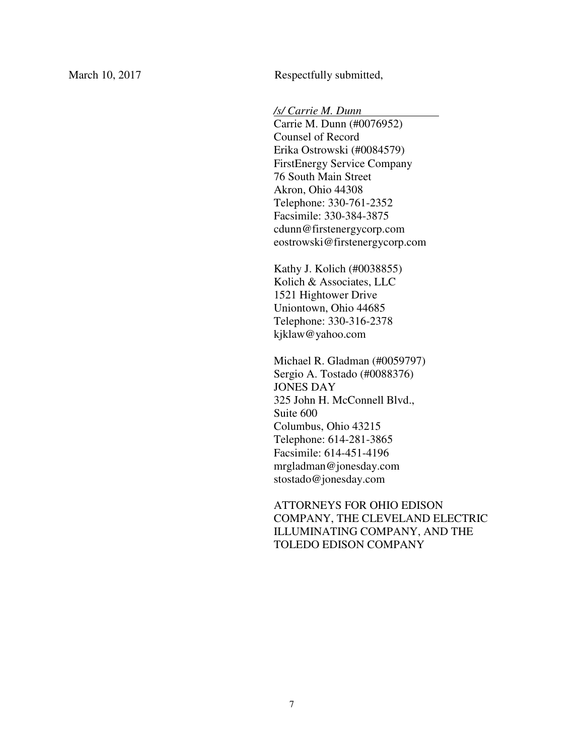March 10, 2017

Respectfully submitted,

*/s/ Carrie M. Dunn*

Carrie M. Dunn (#0076952)
Counsel of Record
Erika Ostrowski (#0084579)
FirstEnergy Service Company
76 South Main Street
Akron, Ohio 44308
Telephone: 330-761-2352
Facsimile: 330-384-3875
cdunn@firstenergycorp.com
eostrowski@firstenergycorp.com

Kathy J. Kolich (#0038855)
Kolich & Associates, LLC
1521 Hightower Drive
Uniontown, Ohio 44685
Telephone: 330-316-2378
kjklaw@yahoo.com

Michael R. Gladman (#0059797)
Sergio A. Tostado (#0088376)
JONES DAY
325 John H. McConnell Blvd.,
Suite 600
Columbus, Ohio 43215
Telephone: 614-281-3865
Facsimile: 614-451-4196
mrgladman@jonesday.com
stostado@jonesday.com

ATTORNEYS FOR OHIO EDISON COMPANY, THE CLEVELAND ELECTRIC ILLUMINATING COMPANY, AND THE TOLEDO EDISON COMPANY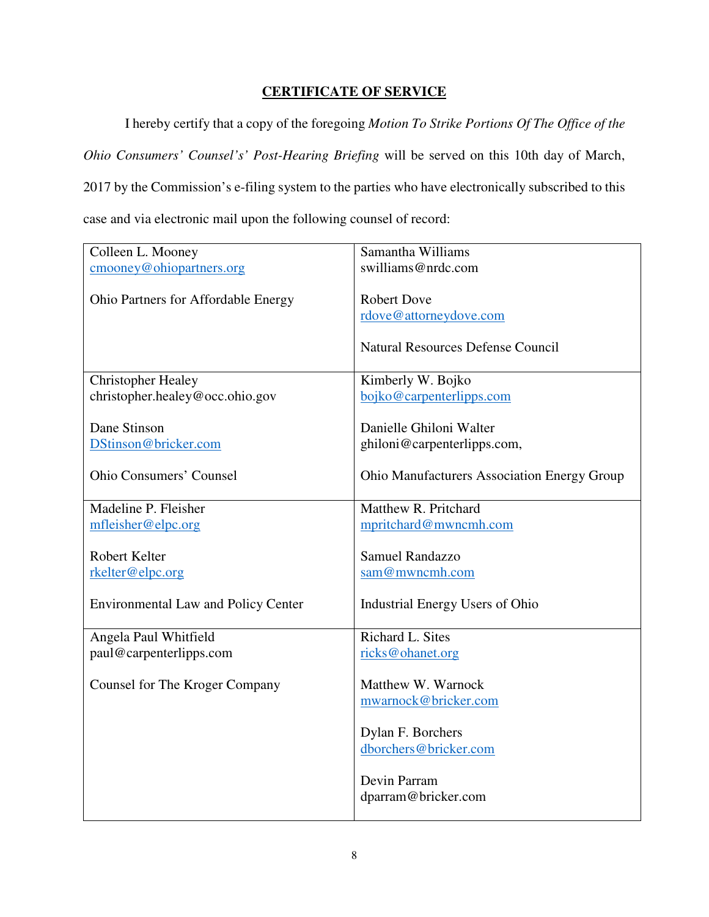## CERTIFICATE OF SERVICE

I hereby certify that a copy of the foregoing *Motion To Strike Portions Of The Office of the Ohio Consumers' Counsel's' Post-Hearing Briefing* will be served on this 10th day of March, 2017 by the Commission's e-filing system to the parties who have electronically subscribed to this case and via electronic mail upon the following counsel of record:

| | |
|---|---|
| Colleen L. Mooney<br>cmooney@ohiopartners.org<br><br>Ohio Partners for Affordable Energy | Samantha Williams<br>swilliams@nrdc.com<br><br>Robert Dove<br>rdove@attorneydove.com<br><br>Natural Resources Defense Council |
| Christopher Healey<br>christopher.healey@occ.ohio.gov<br><br>Dane Stinson<br>DStinson@bricker.com<br><br>Ohio Consumers' Counsel | Kimberly W. Bojko<br>bojko@carpenterlipps.com<br><br>Danielle Ghiloni Walter<br>ghiloni@carpenterlipps.com,<br><br>Ohio Manufacturers Association Energy Group |
| Madeline P. Fleisher<br>mfleisher@elpc.org<br><br>Robert Kelter<br>rkelter@elpc.org<br><br>Environmental Law and Policy Center | Matthew R. Pritchard<br>mpritchard@mwncmh.com<br><br>Samuel Randazzo<br>sam@mwncmh.com<br><br>Industrial Energy Users of Ohio |
| Angela Paul Whitfield<br>paul@carpenterlipps.com<br><br>Counsel for The Kroger Company | Richard L. Sites<br>ricks@ohanet.org<br><br>Matthew W. Warnock<br>mwarnock@bricker.com<br><br>Dylan F. Borchers<br>dborchers@bricker.com<br><br>Devin Parram<br>dparram@bricker.com |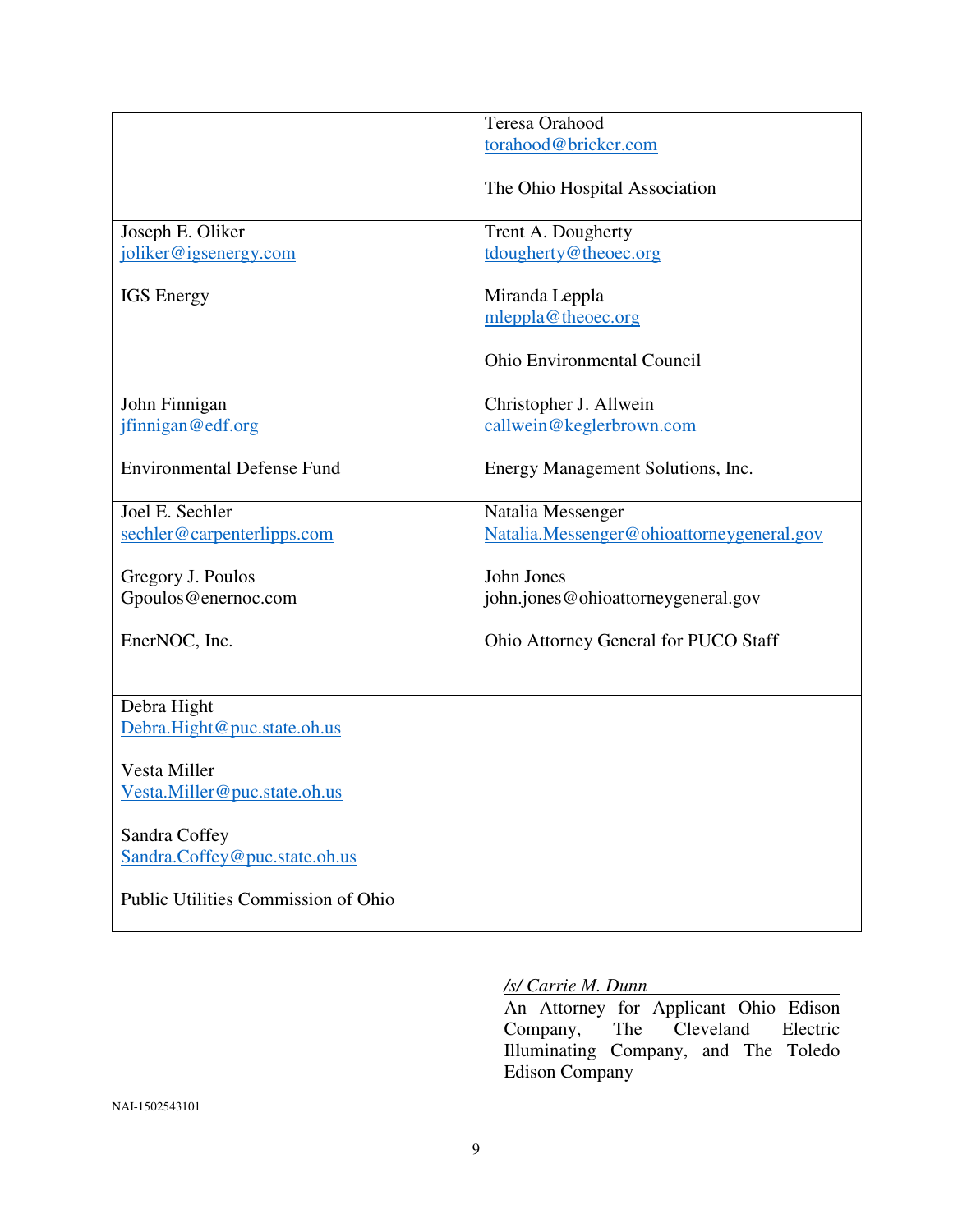| | |
|---|---|
| | Teresa Orahood<br>torahood@bricker.com<br><br>The Ohio Hospital Association |
| Joseph E. Oliker<br>joliker@igsenergy.com<br><br>IGS Energy | Trent A. Dougherty<br>tdougherty@theoec.org<br><br>Miranda Leppla<br>mleppla@theoec.org<br><br>Ohio Environmental Council |
| John Finnigan<br>jfinnigan@edf.org<br><br>Environmental Defense Fund | Christopher J. Allwein<br>callwein@keglerbrown.com<br><br>Energy Management Solutions, Inc. |
| Joel E. Sechler<br>sechler@carpenterlipps.com<br><br>Gregory J. Poulos<br>Gpoulos@enernoc.com<br><br>EnerNOC, Inc. | Natalia Messenger<br>Natalia.Messenger@ohioattorneygeneral.gov<br><br>John Jones<br>john.jones@ohioattorneygeneral.gov<br><br>Ohio Attorney General for PUCO Staff |
| Debra Hight<br>Debra.Hight@puc.state.oh.us<br><br>Vesta Miller<br>Vesta.Miller@puc.state.oh.us<br><br>Sandra Coffey<br>Sandra.Coffey@puc.state.oh.us<br><br>Public Utilities Commission of Ohio | |

*/s/ Carrie M. Dunn*

An Attorney for Applicant Ohio Edison Company, The Cleveland Electric Illuminating Company, and The Toledo Edison Company

NAI-1502543101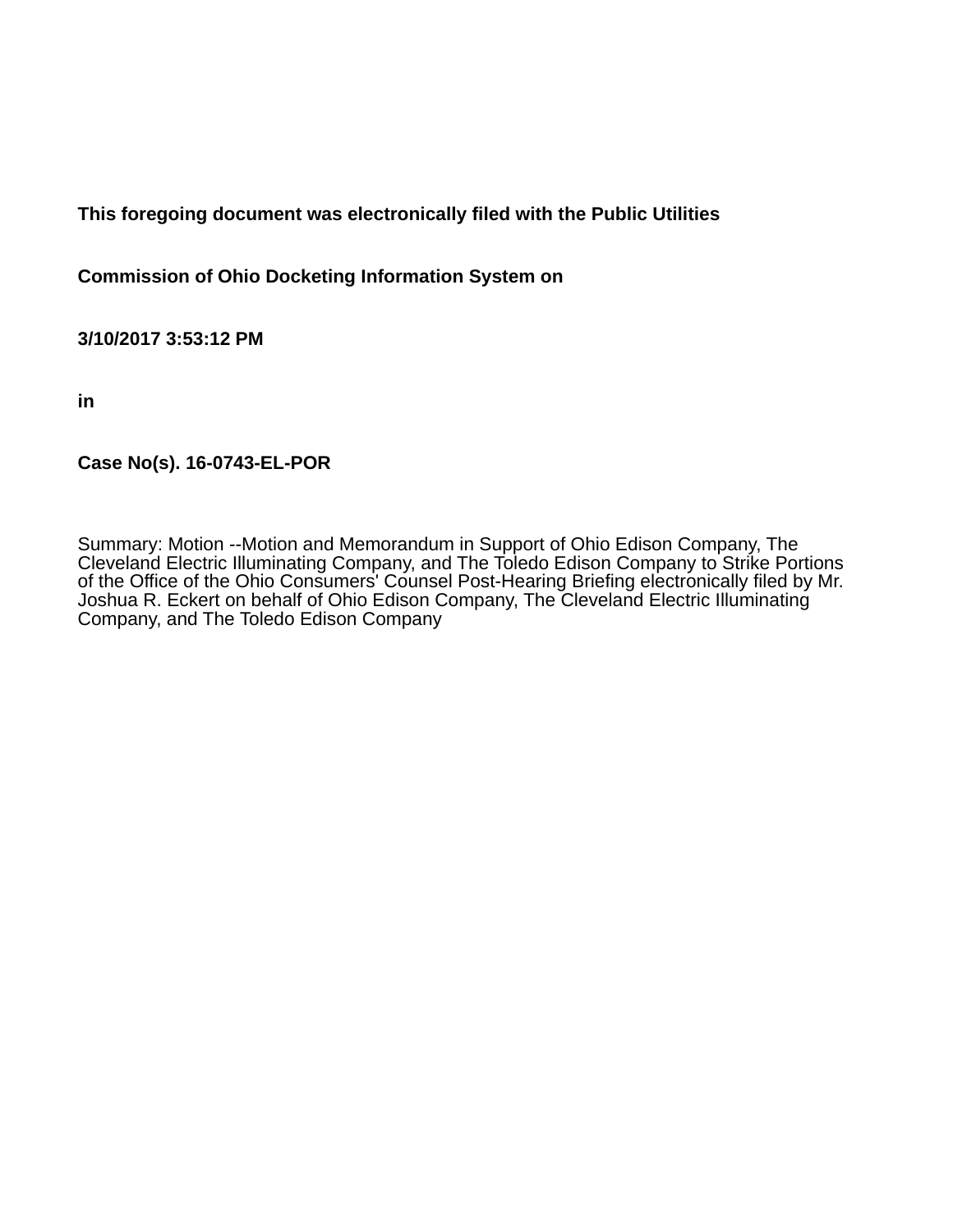**This foregoing document was electronically filed with the Public Utilities**

**Commission of Ohio Docketing Information System on**

**3/10/2017 3:53:12 PM**

**in**

**Case No(s). 16-0743-EL-POR**

Summary: Motion --Motion and Memorandum in Support of Ohio Edison Company, The Cleveland Electric Illuminating Company, and The Toledo Edison Company to Strike Portions of the Office of the Ohio Consumers' Counsel Post-Hearing Briefing electronically filed by Mr. Joshua R. Eckert on behalf of Ohio Edison Company, The Cleveland Electric Illuminating Company, and The Toledo Edison Company